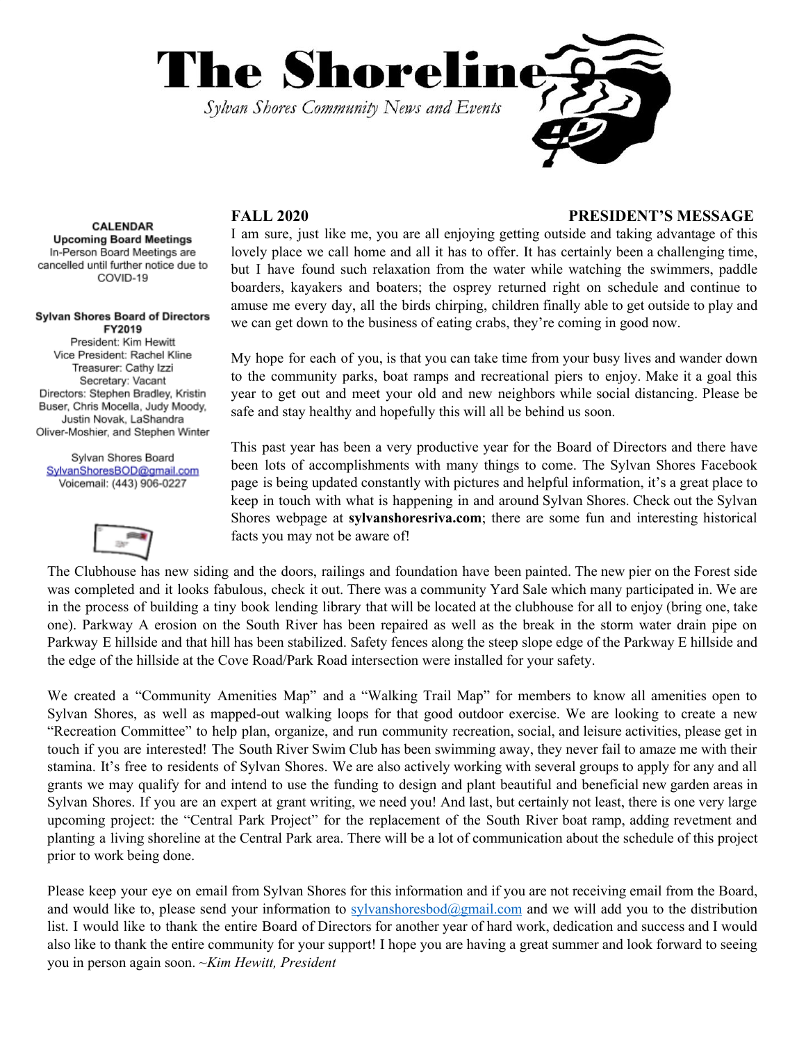# The Shoreline

*Sylvan Shores Community News and Events*

**CALENDAR**

**Upcoming Board Meetings**

In-Person Board Meetings are cancelled until further notice due to COVID-19

**Sylvan Shores Board of Directors FY2019**

President: Kim Hewitt
Vice President: Rachel Kline
Treasurer: Cathy Izzi
Secretary: Vacant
Directors: Stephen Bradley, Kristin Buser, Chris Mocella, Judy Moody, Justin Novak, LaShandra Oliver-Moshier, and Stephen Winter

Sylvan Shores Board
SylvanShoresBOD@gmail.com
Voicemail: (443) 906-0227

## FALL 2020 — PRESIDENT'S MESSAGE

I am sure, just like me, you are all enjoying getting outside and taking advantage of this lovely place we call home and all it has to offer. It has certainly been a challenging time, but I have found such relaxation from the water while watching the swimmers, paddle boarders, kayakers and boaters; the osprey returned right on schedule and continue to amuse me every day, all the birds chirping, children finally able to get outside to play and we can get down to the business of eating crabs, they're coming in good now.

My hope for each of you, is that you can take time from your busy lives and wander down to the community parks, boat ramps and recreational piers to enjoy. Make it a goal this year to get out and meet your old and new neighbors while social distancing. Please be safe and stay healthy and hopefully this will all be behind us soon.

This past year has been a very productive year for the Board of Directors and there have been lots of accomplishments with many things to come. The Sylvan Shores Facebook page is being updated constantly with pictures and helpful information, it's a great place to keep in touch with what is happening in and around Sylvan Shores. Check out the Sylvan Shores webpage at **sylvanshoresriva.com**; there are some fun and interesting historical facts you may not be aware of!

The Clubhouse has new siding and the doors, railings and foundation have been painted. The new pier on the Forest side was completed and it looks fabulous, check it out. There was a community Yard Sale which many participated in. We are in the process of building a tiny book lending library that will be located at the clubhouse for all to enjoy (bring one, take one). Parkway A erosion on the South River has been repaired as well as the break in the storm water drain pipe on Parkway E hillside and that hill has been stabilized. Safety fences along the steep slope edge of the Parkway E hillside and the edge of the hillside at the Cove Road/Park Road intersection were installed for your safety.

We created a "Community Amenities Map" and a "Walking Trail Map" for members to know all amenities open to Sylvan Shores, as well as mapped-out walking loops for that good outdoor exercise. We are looking to create a new "Recreation Committee" to help plan, organize, and run community recreation, social, and leisure activities, please get in touch if you are interested! The South River Swim Club has been swimming away, they never fail to amaze me with their stamina. It's free to residents of Sylvan Shores. We are also actively working with several groups to apply for any and all grants we may qualify for and intend to use the funding to design and plant beautiful and beneficial new garden areas in Sylvan Shores. If you are an expert at grant writing, we need you! And last, but certainly not least, there is one very large upcoming project: the "Central Park Project" for the replacement of the South River boat ramp, adding revetment and planting a living shoreline at the Central Park area. There will be a lot of communication about the schedule of this project prior to work being done.

Please keep your eye on email from Sylvan Shores for this information and if you are not receiving email from the Board, and would like to, please send your information to sylvanshoresbod@gmail.com and we will add you to the distribution list. I would like to thank the entire Board of Directors for another year of hard work, dedication and success and I would also like to thank the entire community for your support! I hope you are having a great summer and look forward to seeing you in person again soon. ~*Kim Hewitt, President*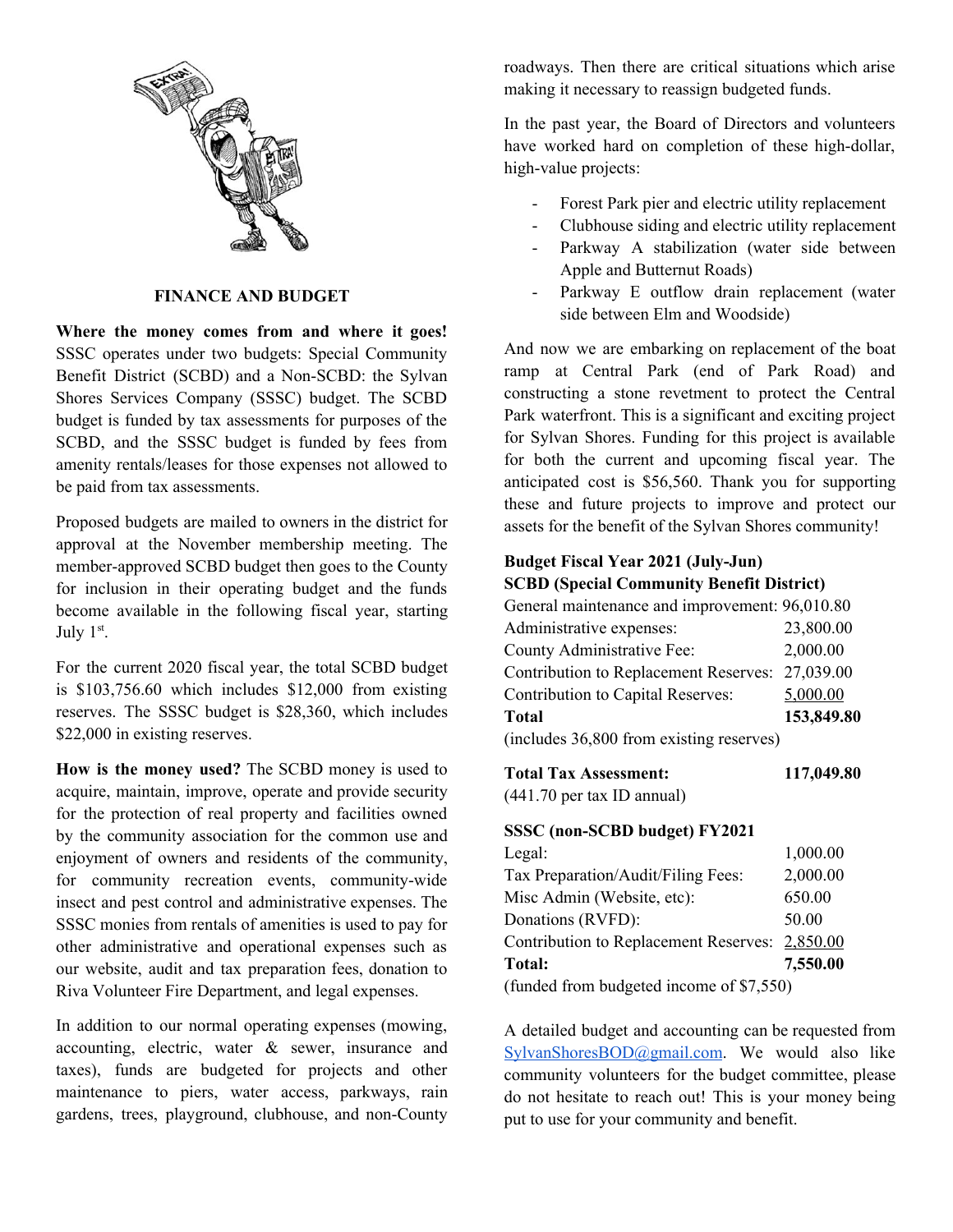## FINANCE AND BUDGET

**Where the money comes from and where it goes!** SSSC operates under two budgets: Special Community Benefit District (SCBD) and a Non-SCBD: the Sylvan Shores Services Company (SSSC) budget. The SCBD budget is funded by tax assessments for purposes of the SCBD, and the SSSC budget is funded by fees from amenity rentals/leases for those expenses not allowed to be paid from tax assessments.

Proposed budgets are mailed to owners in the district for approval at the November membership meeting. The member-approved SCBD budget then goes to the County for inclusion in their operating budget and the funds become available in the following fiscal year, starting July 1st.

For the current 2020 fiscal year, the total SCBD budget is $103,756.60 which includes $12,000 from existing reserves. The SSSC budget is $28,360, which includes $22,000 in existing reserves.

**How is the money used?** The SCBD money is used to acquire, maintain, improve, operate and provide security for the protection of real property and facilities owned by the community association for the common use and enjoyment of owners and residents of the community, for community recreation events, community-wide insect and pest control and administrative expenses. The SSSC monies from rentals of amenities is used to pay for other administrative and operational expenses such as our website, audit and tax preparation fees, donation to Riva Volunteer Fire Department, and legal expenses.

In addition to our normal operating expenses (mowing, accounting, electric, water & sewer, insurance and taxes), funds are budgeted for projects and other maintenance to piers, water access, parkways, rain gardens, trees, playground, clubhouse, and non-County roadways. Then there are critical situations which arise making it necessary to reassign budgeted funds.

In the past year, the Board of Directors and volunteers have worked hard on completion of these high-dollar, high-value projects:

- Forest Park pier and electric utility replacement
- Clubhouse siding and electric utility replacement
- Parkway A stabilization (water side between Apple and Butternut Roads)
- Parkway E outflow drain replacement (water side between Elm and Woodside)

And now we are embarking on replacement of the boat ramp at Central Park (end of Park Road) and constructing a stone revetment to protect the Central Park waterfront. This is a significant and exciting project for Sylvan Shores. Funding for this project is available for both the current and upcoming fiscal year. The anticipated cost is $56,560. Thank you for supporting these and future projects to improve and protect our assets for the benefit of the Sylvan Shores community!

**Budget Fiscal Year 2021 (July-Jun)**
**SCBD (Special Community Benefit District)**

| | |
|---|---|
| General maintenance and improvement: | 96,010.80 |
| Administrative expenses: | 23,800.00 |
| County Administrative Fee: | 2,000.00 |
| Contribution to Replacement Reserves: | 27,039.00 |
| Contribution to Capital Reserves: | 5,000.00 |
| **Total** | **153,849.80** |

(includes 36,800 from existing reserves)

| | |
|---|---|
| **Total Tax Assessment:** | **117,049.80** |

(441.70 per tax ID annual)

**SSSC (non-SCBD budget) FY2021**

| | |
|---|---|
| Legal: | 1,000.00 |
| Tax Preparation/Audit/Filing Fees: | 2,000.00 |
| Misc Admin (Website, etc): | 650.00 |
| Donations (RVFD): | 50.00 |
| Contribution to Replacement Reserves: | 2,850.00 |
| **Total:** | **7,550.00** |

(funded from budgeted income of $7,550)

A detailed budget and accounting can be requested from SylvanShoresBOD@gmail.com. We would also like community volunteers for the budget committee, please do not hesitate to reach out! This is your money being put to use for your community and benefit.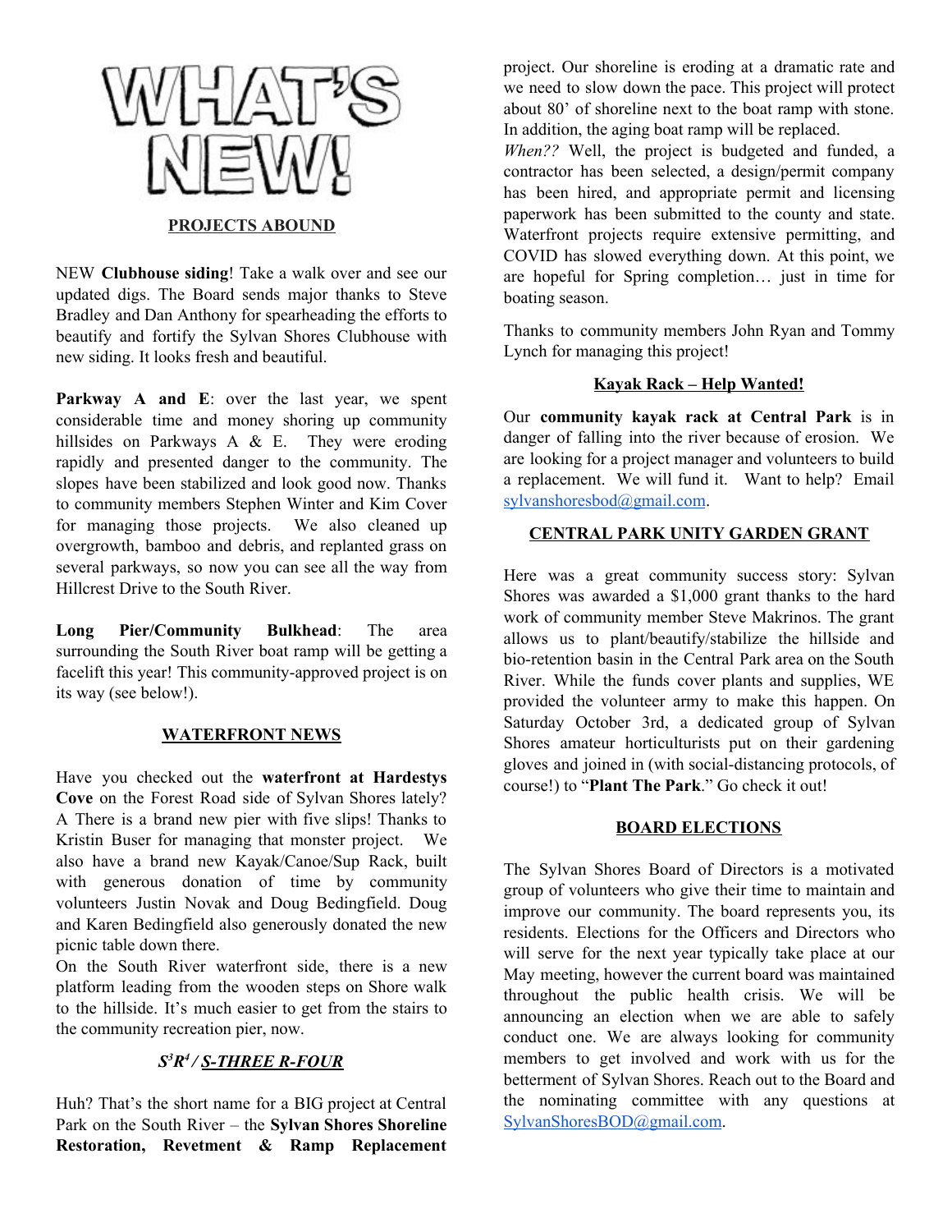# WHAT'S NEW!

## PROJECTS ABOUND

NEW **Clubhouse siding**! Take a walk over and see our updated digs. The Board sends major thanks to Steve Bradley and Dan Anthony for spearheading the efforts to beautify and fortify the Sylvan Shores Clubhouse with new siding. It looks fresh and beautiful.

**Parkway A and E**: over the last year, we spent considerable time and money shoring up community hillsides on Parkways A & E. They were eroding rapidly and presented danger to the community. The slopes have been stabilized and look good now. Thanks to community members Stephen Winter and Kim Cover for managing those projects. We also cleaned up overgrowth, bamboo and debris, and replanted grass on several parkways, so now you can see all the way from Hillcrest Drive to the South River.

**Long Pier/Community Bulkhead**: The area surrounding the South River boat ramp will be getting a facelift this year! This community-approved project is on its way (see below!).

## WATERFRONT NEWS

Have you checked out the **waterfront at Hardestys Cove** on the Forest Road side of Sylvan Shores lately? A There is a brand new pier with five slips! Thanks to Kristin Buser for managing that monster project. We also have a brand new Kayak/Canoe/Sup Rack, built with generous donation of time by community volunteers Justin Novak and Doug Bedingfield. Doug and Karen Bedingfield also generously donated the new picnic table down there.

On the South River waterfront side, there is a new platform leading from the wooden steps on Shore walk to the hillside. It's much easier to get from the stairs to the community recreation pier, now.

## *S³R⁴ / S-THREE R-FOUR*

Huh? That's the short name for a BIG project at Central Park on the South River – the **Sylvan Shores Shoreline Restoration, Revetment & Ramp Replacement** project. Our shoreline is eroding at a dramatic rate and we need to slow down the pace. This project will protect about 80' of shoreline next to the boat ramp with stone. In addition, the aging boat ramp will be replaced.

*When??* Well, the project is budgeted and funded, a contractor has been selected, a design/permit company has been hired, and appropriate permit and licensing paperwork has been submitted to the county and state. Waterfront projects require extensive permitting, and COVID has slowed everything down. At this point, we are hopeful for Spring completion… just in time for boating season.

Thanks to community members John Ryan and Tommy Lynch for managing this project!

## Kayak Rack – Help Wanted!

Our **community kayak rack at Central Park** is in danger of falling into the river because of erosion. We are looking for a project manager and volunteers to build a replacement. We will fund it. Want to help? Email sylvanshoresbod@gmail.com.

## CENTRAL PARK UNITY GARDEN GRANT

Here was a great community success story: Sylvan Shores was awarded a $1,000 grant thanks to the hard work of community member Steve Makrinos. The grant allows us to plant/beautify/stabilize the hillside and bio-retention basin in the Central Park area on the South River. While the funds cover plants and supplies, WE provided the volunteer army to make this happen. On Saturday October 3rd, a dedicated group of Sylvan Shores amateur horticulturists put on their gardening gloves and joined in (with social-distancing protocols, of course!) to "**Plant The Park**." Go check it out!

## BOARD ELECTIONS

The Sylvan Shores Board of Directors is a motivated group of volunteers who give their time to maintain and improve our community. The board represents you, its residents. Elections for the Officers and Directors who will serve for the next year typically take place at our May meeting, however the current board was maintained throughout the public health crisis. We will be announcing an election when we are able to safely conduct one. We are always looking for community members to get involved and work with us for the betterment of Sylvan Shores. Reach out to the Board and the nominating committee with any questions at SylvanShoresBOD@gmail.com.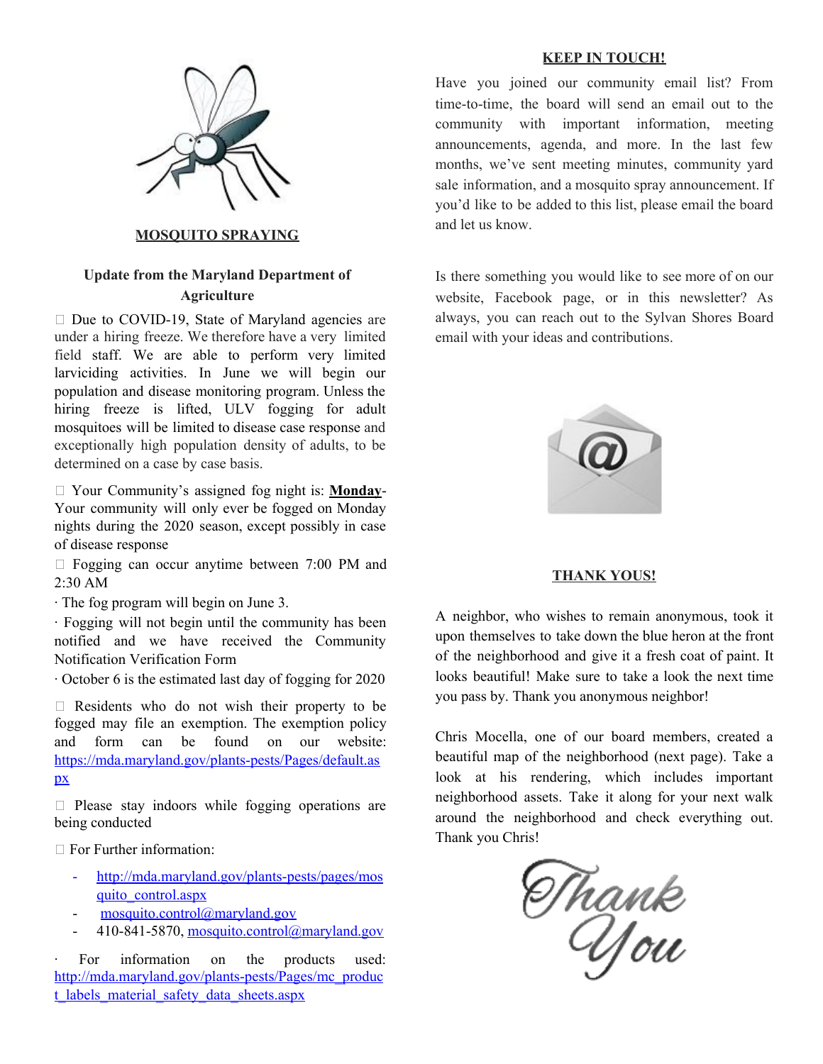## MOSQUITO SPRAYING

### Update from the Maryland Department of Agriculture

- Due to COVID-19, State of Maryland agencies are under a hiring freeze. We therefore have a very limited field staff. We are able to perform very limited larviciding activities. In June we will begin our population and disease monitoring program. Unless the hiring freeze is lifted, ULV fogging for adult mosquitoes will be limited to disease case response and exceptionally high population density of adults, to be determined on a case by case basis.

- Your Community's assigned fog night is: **Monday**- Your community will only ever be fogged on Monday nights during the 2020 season, except possibly in case of disease response

- Fogging can occur anytime between 7:00 PM and 2:30 AM

· The fog program will begin on June 3.

· Fogging will not begin until the community has been notified and we have received the Community Notification Verification Form

· October 6 is the estimated last day of fogging for 2020

- Residents who do not wish their property to be fogged may file an exemption. The exemption policy and form can be found on our website: https://mda.maryland.gov/plants-pests/Pages/default.aspx

- Please stay indoors while fogging operations are being conducted

- For Further information:
  - http://mda.maryland.gov/plants-pests/pages/mosquito_control.aspx
  - mosquito.control@maryland.gov
  - 410-841-5870, mosquito.control@maryland.gov

· For information on the products used: http://mda.maryland.gov/plants-pests/Pages/mc_product_labels_material_safety_data_sheets.aspx

## KEEP IN TOUCH!

Have you joined our community email list? From time-to-time, the board will send an email out to the community with important information, meeting announcements, agenda, and more. In the last few months, we've sent meeting minutes, community yard sale information, and a mosquito spray announcement. If you'd like to be added to this list, please email the board and let us know.

Is there something you would like to see more of on our website, Facebook page, or in this newsletter? As always, you can reach out to the Sylvan Shores Board email with your ideas and contributions.

## THANK YOUS!

A neighbor, who wishes to remain anonymous, took it upon themselves to take down the blue heron at the front of the neighborhood and give it a fresh coat of paint. It looks beautiful! Make sure to take a look the next time you pass by. Thank you anonymous neighbor!

Chris Mocella, one of our board members, created a beautiful map of the neighborhood (next page). Take a look at his rendering, which includes important neighborhood assets. Take it along for your next walk around the neighborhood and check everything out. Thank you Chris!

Thank You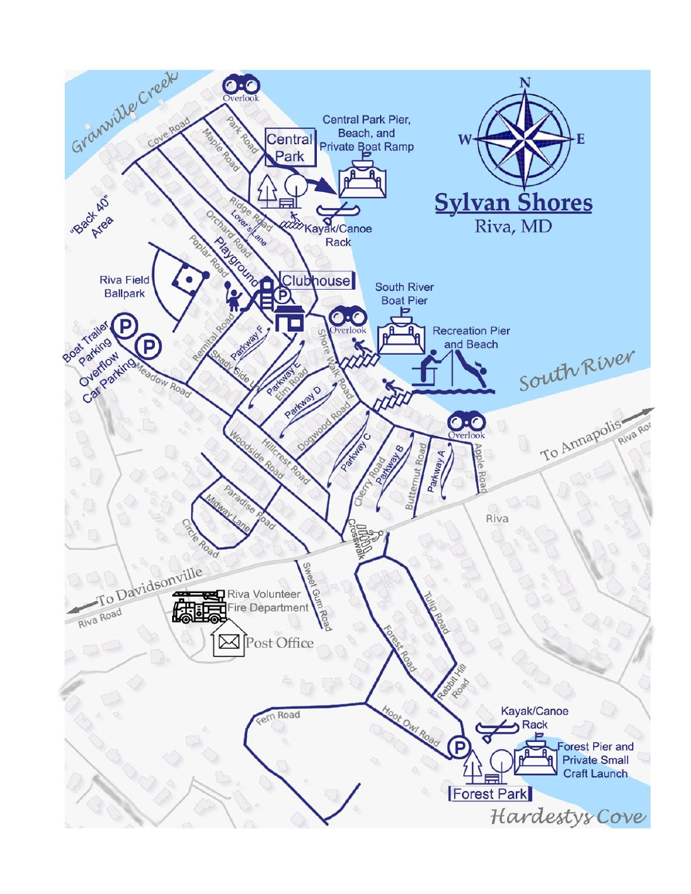# Sylvan Shores

Riva, MD

N
W
E

Granville Creek

"Back 40" Area

Overlook

Central Park

Central Park Pier, Beach, and Private Boat Ramp

Kayak/Canoe Rack

Clubhouse

Playground

Riva Field Ballpark

Boat Trailer Parking

Overflow Car Parking

South River Boat Pier

Overlook

Recreation Pier and Beach

South River

Overlook

To Annapolis

Riva Road

Riva

Crosswalk

To Davidsonville

Riva Road

Riva Volunteer Fire Department

Post Office

Kayak/Canoe Rack

Forest Pier and Private Small Craft Launch

Forest Park

Hardestys Cove

Cove Road

Park Road

Maple Road

Ridge Road

Lover's Lane

Orchard Road

Poplar Road

Remittal Road

Parkway F

Shady Side Ln

Parkway E

Elm Road

Shore Walk Road

Parkway D

Dogwood Road

Meadow Road

Woodside Road

Hillcrest Road

Parkway C

Cherry Road

Parkway B

Butternut Road

Parkway A

Apple Road

Paradise Road

Midway Lane

Circle Road

Sweet Gum Road

Tulip Road

Forest Road

Rabbit Hill Road

Fern Road

Hoot Owl Road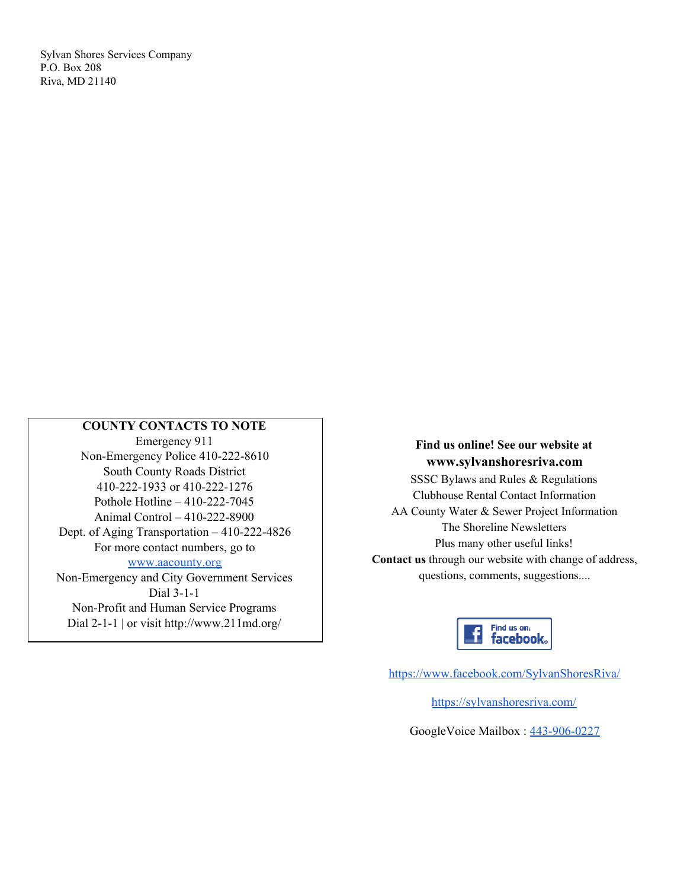Sylvan Shores Services Company
P.O. Box 208
Riva, MD 21140

**COUNTY CONTACTS TO NOTE**

Emergency 911
Non-Emergency Police 410-222-8610
South County Roads District
410-222-1933 or 410-222-1276
Pothole Hotline – 410-222-7045
Animal Control – 410-222-8900
Dept. of Aging Transportation – 410-222-4826
For more contact numbers, go to
www.aacounty.org
Non-Emergency and City Government Services
Dial 3-1-1
Non-Profit and Human Service Programs
Dial 2-1-1 | or visit http://www.211md.org/

**Find us online! See our website at**
**www.sylvanshoresriva.com**

SSSC Bylaws and Rules & Regulations
Clubhouse Rental Contact Information
AA County Water & Sewer Project Information
The Shoreline Newsletters
Plus many other useful links!

**Contact us** through our website with change of address, questions, comments, suggestions....

Find us on: facebook

https://www.facebook.com/SylvanShoresRiva/

https://sylvanshoresriva.com/

GoogleVoice Mailbox : 443-906-0227